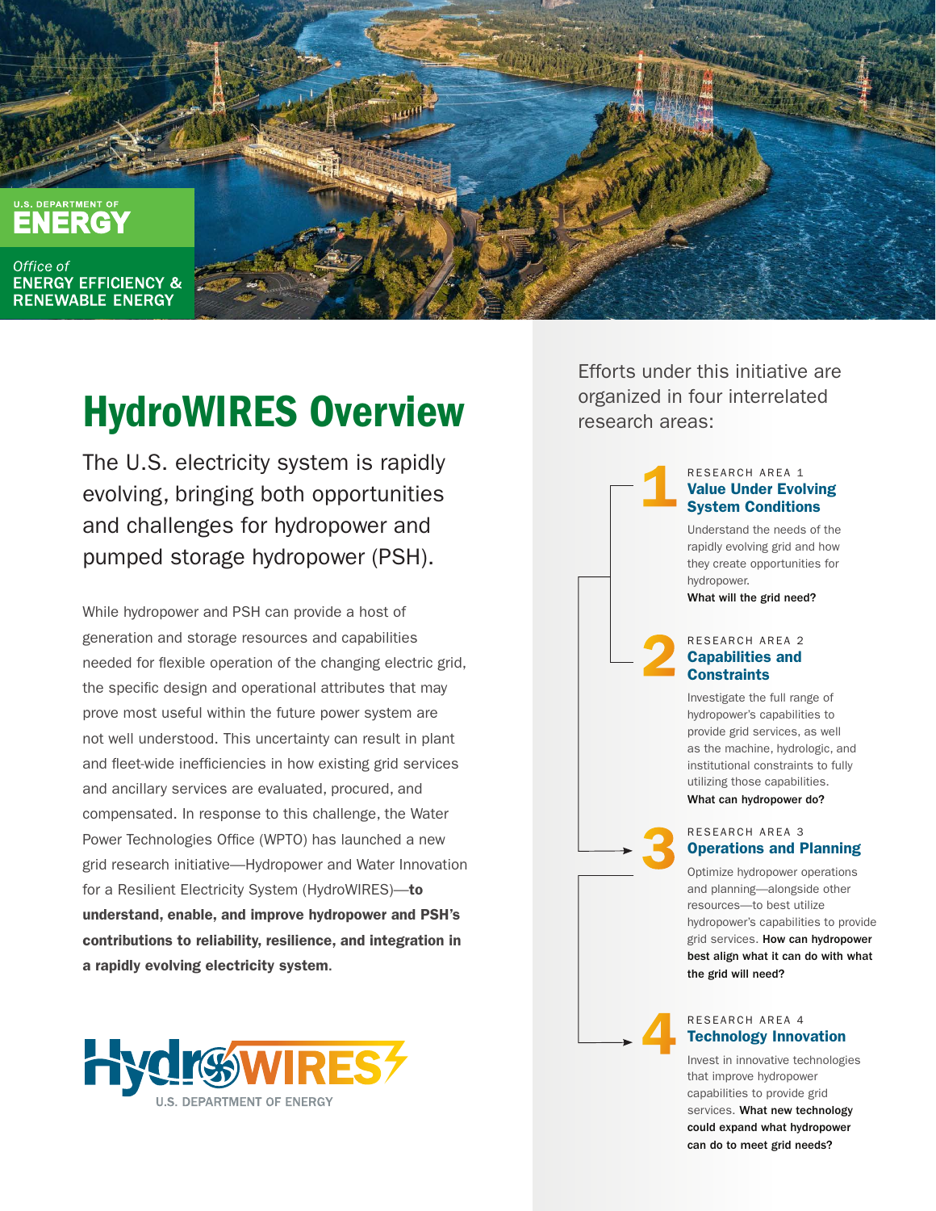U.S. DEPARTMENT OF ENERGY

Office of ENERGY EFFICIENCY & RENEWABLE ENERGY

# HydroWIRES Overview

The U.S. electricity system is rapidly evolving, bringing both opportunities and challenges for hydropower and pumped storage hydropower (PSH).

While hydropower and PSH can provide a host of generation and storage resources and capabilities needed for flexible operation of the changing electric grid, the specific design and operational attributes that may prove most useful within the future power system are not well understood. This uncertainty can result in plant and fleet-wide inefficiencies in how existing grid services and ancillary services are evaluated, procured, and compensated. In response to this challenge, the Water Power Technologies Office (WPTO) has launched a new grid research initiative—Hydropower and Water Innovation for a Resilient Electricity System (HydroWIRES)—**to understand, enable, and improve hydropower and PSH's contributions to reliability, resilience, and integration in a rapidly evolving electricity system**.

HydroWIRES U.S. DEPARTMENT OF ENERGY

Efforts under this initiative are organized in four interrelated research areas:

## 1

RESEARCH AREA 1

### Value Under Evolving System Conditions

Understand the needs of the rapidly evolving grid and how they create opportunities for hydropower.
**What will the grid need?**

## 2

RESEARCH AREA 2

### Capabilities and Constraints

Investigate the full range of hydropower's capabilities to provide grid services, as well as the machine, hydrologic, and institutional constraints to fully utilizing those capabilities.
**What can hydropower do?**

## 3

RESEARCH AREA 3

### Operations and Planning

Optimize hydropower operations and planning—alongside other resources—to best utilize hydropower's capabilities to provide grid services. **How can hydropower best align what it can do with what the grid will need?**

## 4

RESEARCH AREA 4

### Technology Innovation

Invest in innovative technologies that improve hydropower capabilities to provide grid services. **What new technology could expand what hydropower can do to meet grid needs?**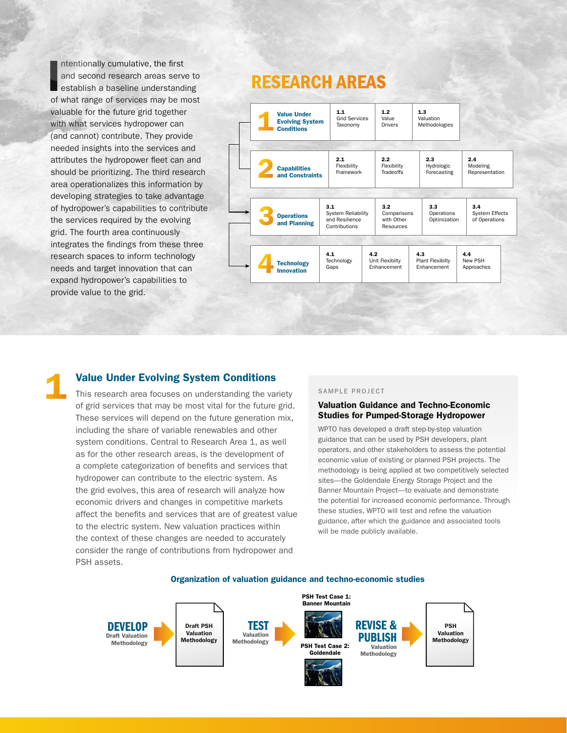Intentionally cumulative, the first and second research areas serve to establish a baseline understanding of what range of services may be most valuable for the future grid together with what services hydropower can (and cannot) contribute. They provide needed insights into the services and attributes the hydropower fleet can and should be prioritizing. The third research area operationalizes this information by developing strategies to take advantage of hydropower's capabilities to contribute the services required by the evolving grid. The fourth area continuously integrates the findings from these three research spaces to inform technology needs and target innovation that can expand hydropower's capabilities to provide value to the grid.

## RESEARCH AREAS

| Research Area | | | | |
|---|---|---|---|---|
| **1 Value Under Evolving System Conditions** | **1.1** Grid Services Taxonomy | **1.2** Value Drivers | **1.3** Valuation Methodologies | |
| **2 Capabilities and Constraints** | **2.1** Flexibility Framework | **2.2** Flexibility Tradeoffs | **2.3** Hydrologic Forecasting | **2.4** Modeling Representation |
| **3 Operations and Planning** | **3.1** System Reliability and Resilience Contributions | **3.2** Comparisons with Other Resources | **3.3** Operations Optimization | **3.4** System Effects of Operations |
| **4 Technology Innovation** | **4.1** Technology Gaps | **4.2** Unit Flexibility Enhancement | **4.3** Plant Flexibilty Enhancement | **4.4** New PSH Approaches |

## 1 Value Under Evolving System Conditions

This research area focuses on understanding the variety of grid services that may be most vital for the future grid. These services will depend on the future generation mix, including the share of variable renewables and other system conditions. Central to Research Area 1, as well as for the other research areas, is the development of a complete categorization of benefits and services that hydropower can contribute to the electric system. As the grid evolves, this area of research will analyze how economic drivers and changes in competitive markets affect the benefits and services that are of greatest value to the electric system. New valuation practices within the context of these changes are needed to accurately consider the range of contributions from hydropower and PSH assets.

SAMPLE PROJECT

### Valuation Guidance and Techno-Economic Studies for Pumped-Storage Hydropower

WPTO has developed a draft step-by-step valuation guidance that can be used by PSH developers, plant operators, and other stakeholders to assess the potential economic value of existing or planned PSH projects. The methodology is being applied at two competitively selected sites—the Goldendale Energy Storage Project and the Banner Mountain Project—to evaluate and demonstrate the potential for increased economic performance. Through these studies, WPTO will test and refine the valuation guidance, after which the guidance and associated tools will be made publicly available.

**Organization of valuation guidance and techno-economic studies**

**DEVELOP** Draft Valuation Methodology → Draft PSH Valuation Methodology → **TEST** Valuation Methodology → PSH Test Case 1: Banner Mountain; PSH Test Case 2: Goldendale → **REVISE & PUBLISH** Valuation Methodology → PSH Valuation Methodology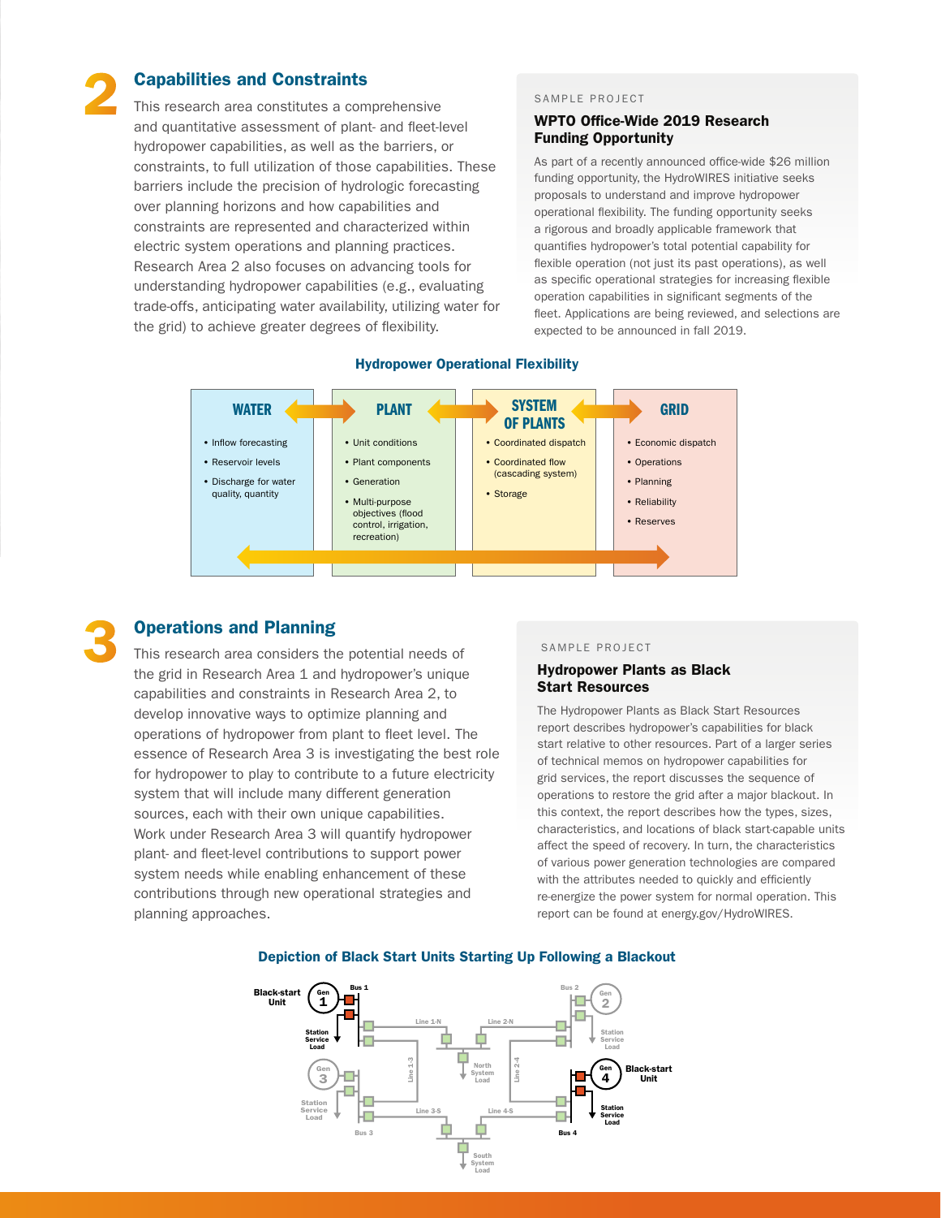## 2 Capabilities and Constraints

This research area constitutes a comprehensive and quantitative assessment of plant- and fleet-level hydropower capabilities, as well as the barriers, or constraints, to full utilization of those capabilities. These barriers include the precision of hydrologic forecasting over planning horizons and how capabilities and constraints are represented and characterized within electric system operations and planning practices. Research Area 2 also focuses on advancing tools for understanding hydropower capabilities (e.g., evaluating trade-offs, anticipating water availability, utilizing water for the grid) to achieve greater degrees of flexibility.

SAMPLE PROJECT

### WPTO Office-Wide 2019 Research Funding Opportunity

As part of a recently announced office-wide $26 million funding opportunity, the HydroWIRES initiative seeks proposals to understand and improve hydropower operational flexibility. The funding opportunity seeks a rigorous and broadly applicable framework that quantifies hydropower's total potential capability for flexible operation (not just its past operations), as well as specific operational strategies for increasing flexible operation capabilities in significant segments of the fleet. Applications are being reviewed, and selections are expected to be announced in fall 2019.

### Hydropower Operational Flexibility

| WATER | PLANT | SYSTEM OF PLANTS | GRID |
|---|---|---|---|
| • Inflow forecasting<br>• Reservoir levels<br>• Discharge for water quality, quantity | • Unit conditions<br>• Plant components<br>• Generation<br>• Multi-purpose objectives (flood control, irrigation, recreation) | • Coordinated dispatch<br>• Coordinated flow (cascading system)<br>• Storage | • Economic dispatch<br>• Operations<br>• Planning<br>• Reliability<br>• Reserves |

## 3 Operations and Planning

This research area considers the potential needs of the grid in Research Area 1 and hydropower's unique capabilities and constraints in Research Area 2, to develop innovative ways to optimize planning and operations of hydropower from plant to fleet level. The essence of Research Area 3 is investigating the best role for hydropower to play to contribute to a future electricity system that will include many different generation sources, each with their own unique capabilities. Work under Research Area 3 will quantify hydropower plant- and fleet-level contributions to support power system needs while enabling enhancement of these contributions through new operational strategies and planning approaches.

SAMPLE PROJECT

### Hydropower Plants as Black Start Resources

The Hydropower Plants as Black Start Resources report describes hydropower's capabilities for black start relative to other resources. Part of a larger series of technical memos on hydropower capabilities for grid services, the report discusses the sequence of operations to restore the grid after a major blackout. In this context, the report describes how the types, sizes, characteristics, and locations of black start-capable units affect the speed of recovery. In turn, the characteristics of various power generation technologies are compared with the attributes needed to quickly and efficiently re-energize the power system for normal operation. This report can be found at energy.gov/HydroWIRES.

### Depiction of Black Start Units Starting Up Following a Blackout

Black-start Unit: Gen 1, Bus 1, Station Service Load; Gen 2, Bus 2, Station Service Load; Gen 3, Bus 3, Station Service Load; Black-start Unit: Gen 4, Bus 4, Station Service Load; Line 1-N; Line 2-N; Line 1-3; Line 2-4; Line 3-S; Line 4-S; North System Load; South System Load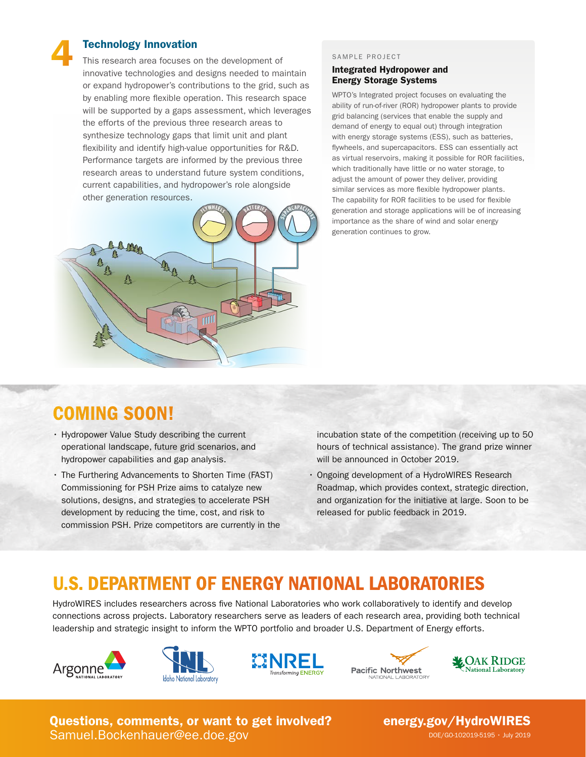## 4 Technology Innovation

This research area focuses on the development of innovative technologies and designs needed to maintain or expand hydropower's contributions to the grid, such as by enabling more flexible operation. This research space will be supported by a gaps assessment, which leverages the efforts of the previous three research areas to synthesize technology gaps that limit unit and plant flexibility and identify high-value opportunities for R&D. Performance targets are informed by the previous three research areas to understand future system conditions, current capabilities, and hydropower's role alongside other generation resources.

FLYWHEELS

BATTERIES

SUPERCAPACITORS

SAMPLE PROJECT

### Integrated Hydropower and Energy Storage Systems

WPTO's Integrated project focuses on evaluating the ability of run-of-river (ROR) hydropower plants to provide grid balancing (services that enable the supply and demand of energy to equal out) through integration with energy storage systems (ESS), such as batteries, flywheels, and supercapacitors. ESS can essentially act as virtual reservoirs, making it possible for ROR facilities, which traditionally have little or no water storage, to adjust the amount of power they deliver, providing similar services as more flexible hydropower plants. The capability for ROR facilities to be used for flexible generation and storage applications will be of increasing importance as the share of wind and solar energy generation continues to grow.

## COMING SOON!

- Hydropower Value Study describing the current operational landscape, future grid scenarios, and hydropower capabilities and gap analysis.
- The Furthering Advancements to Shorten Time (FAST) Commissioning for PSH Prize aims to catalyze new solutions, designs, and strategies to accelerate PSH development by reducing the time, cost, and risk to commission PSH. Prize competitors are currently in the incubation state of the competition (receiving up to 50 hours of technical assistance). The grand prize winner will be announced in October 2019.
- Ongoing development of a HydroWIRES Research Roadmap, which provides context, strategic direction, and organization for the initiative at large. Soon to be released for public feedback in 2019.

## U.S. DEPARTMENT OF ENERGY NATIONAL LABORATORIES

HydroWIRES includes researchers across five National Laboratories who work collaboratively to identify and develop connections across projects. Laboratory researchers serve as leaders of each research area, providing both technical leadership and strategic insight to inform the WPTO portfolio and broader U.S. Department of Energy efforts.

Argonne NATIONAL LABORATORY

INL Idaho National Laboratory

NREL Transforming ENERGY

Pacific Northwest NATIONAL LABORATORY

OAK RIDGE National Laboratory

**Questions, comments, or want to get involved?**
Samuel.Bockenhauer@ee.doe.gov

**energy.gov/HydroWIRES**

DOE/GO-102019-5195 • July 2019